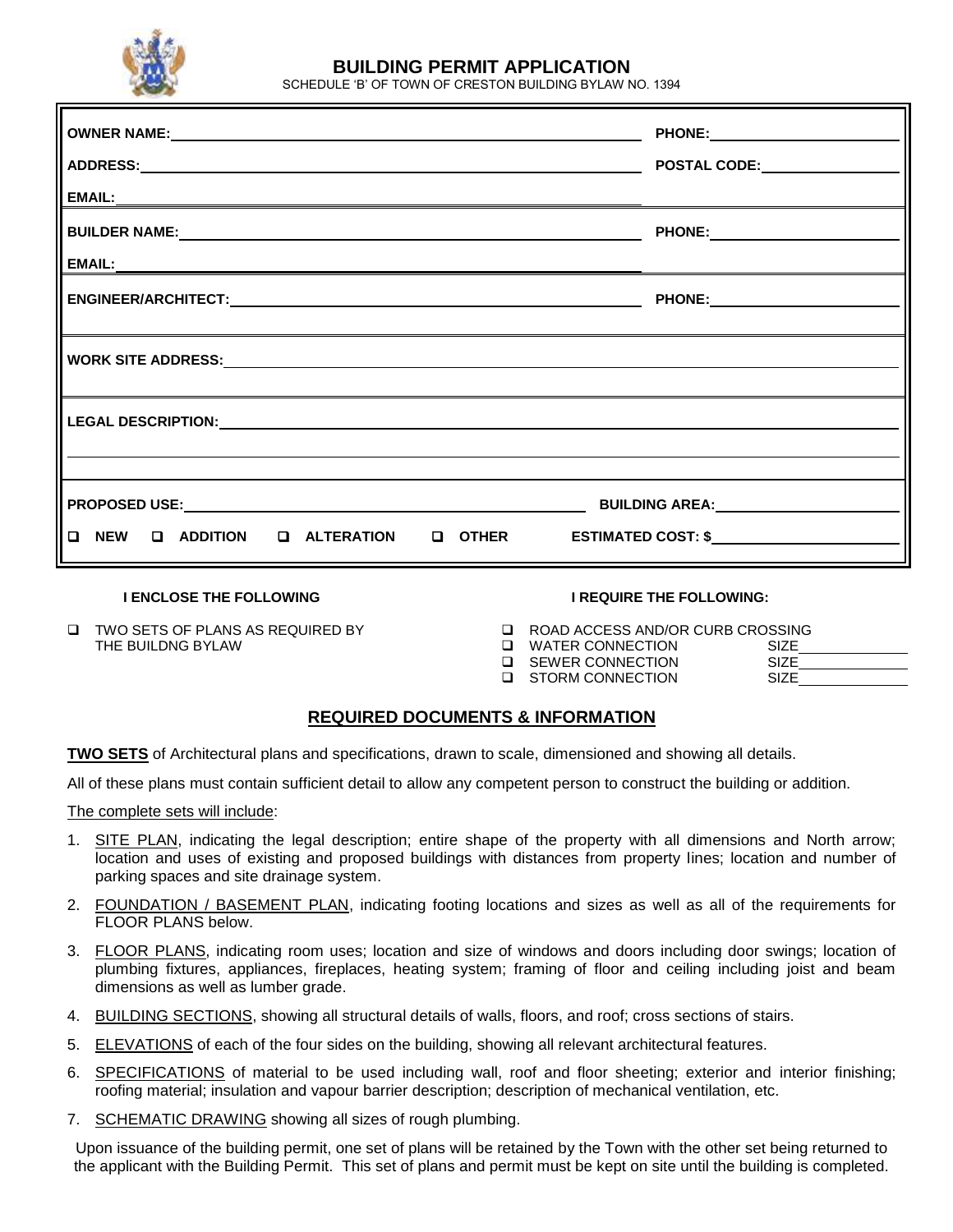# BUILDING PERMIT APPLICATION

SCHEDULE 'B' OF TOWN OF CRESTON BUILDING BYLAW NO. 1394

| | |
|---|---|
| **OWNER NAME:** | **PHONE:** |
| **ADDRESS:** | **POSTAL CODE:** |
| **EMAIL:** | |
| **BUILDER NAME:** | **PHONE:** |
| **EMAIL:** | |
| **ENGINEER/ARCHITECT:** | **PHONE:** |
| **WORK SITE ADDRESS:** | |
| **LEGAL DESCRIPTION:** | |
| **PROPOSED USE:** | **BUILDING AREA:** |
| ☐ **NEW** ☐ **ADDITION** ☐ **ALTERATION** ☐ **OTHER** | **ESTIMATED COST: $** |

**I ENCLOSE THE FOLLOWING**

- ☐ TWO SETS OF PLANS AS REQUIRED BY THE BUILDNG BYLAW

**I REQUIRE THE FOLLOWING:**

- ☐ ROAD ACCESS AND/OR CURB CROSSING
- ☐ WATER CONNECTION SIZE\_\_\_\_\_\_\_\_
- ☐ SEWER CONNECTION SIZE\_\_\_\_\_\_\_\_
- ☐ STORM CONNECTION SIZE\_\_\_\_\_\_\_\_

## REQUIRED DOCUMENTS & INFORMATION

**TWO SETS** of Architectural plans and specifications, drawn to scale, dimensioned and showing all details.

All of these plans must contain sufficient detail to allow any competent person to construct the building or addition.

The complete sets will include:

1. SITE PLAN, indicating the legal description; entire shape of the property with all dimensions and North arrow; location and uses of existing and proposed buildings with distances from property lines; location and number of parking spaces and site drainage system.
2. FOUNDATION / BASEMENT PLAN, indicating footing locations and sizes as well as all of the requirements for FLOOR PLANS below.
3. FLOOR PLANS, indicating room uses; location and size of windows and doors including door swings; location of plumbing fixtures, appliances, fireplaces, heating system; framing of floor and ceiling including joist and beam dimensions as well as lumber grade.
4. BUILDING SECTIONS, showing all structural details of walls, floors, and roof; cross sections of stairs.
5. ELEVATIONS of each of the four sides on the building, showing all relevant architectural features.
6. SPECIFICATIONS of material to be used including wall, roof and floor sheeting; exterior and interior finishing; roofing material; insulation and vapour barrier description; description of mechanical ventilation, etc.
7. SCHEMATIC DRAWING showing all sizes of rough plumbing.

Upon issuance of the building permit, one set of plans will be retained by the Town with the other set being returned to the applicant with the Building Permit. This set of plans and permit must be kept on site until the building is completed.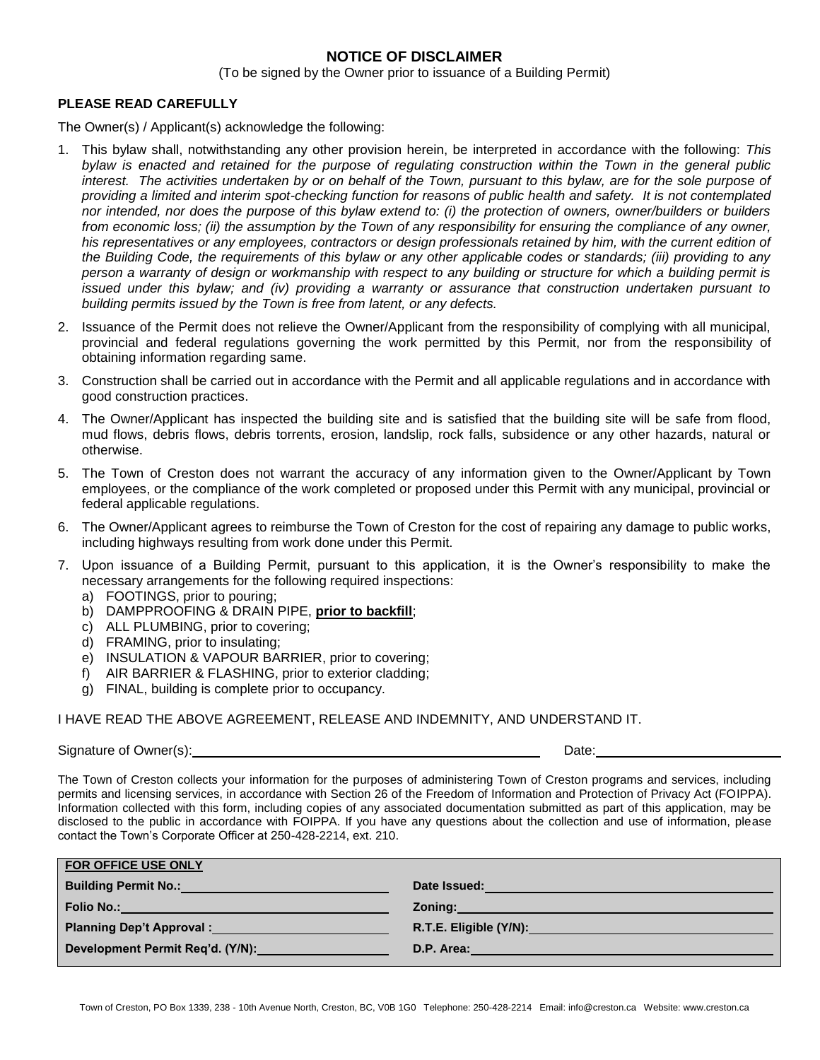# NOTICE OF DISCLAIMER

(To be signed by the Owner prior to issuance of a Building Permit)

**PLEASE READ CAREFULLY**

The Owner(s) / Applicant(s) acknowledge the following:

1. This bylaw shall, notwithstanding any other provision herein, be interpreted in accordance with the following: *This bylaw is enacted and retained for the purpose of regulating construction within the Town in the general public interest. The activities undertaken by or on behalf of the Town, pursuant to this bylaw, are for the sole purpose of providing a limited and interim spot-checking function for reasons of public health and safety. It is not contemplated nor intended, nor does the purpose of this bylaw extend to: (i) the protection of owners, owner/builders or builders from economic loss; (ii) the assumption by the Town of any responsibility for ensuring the compliance of any owner, his representatives or any employees, contractors or design professionals retained by him, with the current edition of the Building Code, the requirements of this bylaw or any other applicable codes or standards; (iii) providing to any person a warranty of design or workmanship with respect to any building or structure for which a building permit is issued under this bylaw; and (iv) providing a warranty or assurance that construction undertaken pursuant to building permits issued by the Town is free from latent, or any defects.*
2. Issuance of the Permit does not relieve the Owner/Applicant from the responsibility of complying with all municipal, provincial and federal regulations governing the work permitted by this Permit, nor from the responsibility of obtaining information regarding same.
3. Construction shall be carried out in accordance with the Permit and all applicable regulations and in accordance with good construction practices.
4. The Owner/Applicant has inspected the building site and is satisfied that the building site will be safe from flood, mud flows, debris flows, debris torrents, erosion, landslip, rock falls, subsidence or any other hazards, natural or otherwise.
5. The Town of Creston does not warrant the accuracy of any information given to the Owner/Applicant by Town employees, or the compliance of the work completed or proposed under this Permit with any municipal, provincial or federal applicable regulations.
6. The Owner/Applicant agrees to reimburse the Town of Creston for the cost of repairing any damage to public works, including highways resulting from work done under this Permit.
7. Upon issuance of a Building Permit, pursuant to this application, it is the Owner's responsibility to make the necessary arrangements for the following required inspections:
   a) FOOTINGS, prior to pouring;
   b) DAMPPROOFING & DRAIN PIPE, **prior to backfill**;
   c) ALL PLUMBING, prior to covering;
   d) FRAMING, prior to insulating;
   e) INSULATION & VAPOUR BARRIER, prior to covering;
   f) AIR BARRIER & FLASHING, prior to exterior cladding;
   g) FINAL, building is complete prior to occupancy.

I HAVE READ THE ABOVE AGREEMENT, RELEASE AND INDEMNITY, AND UNDERSTAND IT.

Signature of Owner(s): ______________________________ Date: ____________________

The Town of Creston collects your information for the purposes of administering Town of Creston programs and services, including permits and licensing services, in accordance with Section 26 of the Freedom of Information and Protection of Privacy Act (FOIPPA). Information collected with this form, including copies of any associated documentation submitted as part of this application, may be disclosed to the public in accordance with FOIPPA. If you have any questions about the collection and use of information, please contact the Town's Corporate Officer at 250-428-2214, ext. 210.

| **FOR OFFICE USE ONLY** | |
|---|---|
| **Building Permit No.:** | **Date Issued:** |
| **Folio No.:** | **Zoning:** |
| **Planning Dep't Approval :** | **R.T.E. Eligible (Y/N):** |
| **Development Permit Req'd. (Y/N):** | **D.P. Area:** |

Town of Creston, PO Box 1339, 238 - 10th Avenue North, Creston, BC, V0B 1G0 Telephone: 250-428-2214 Email: info@creston.ca Website: www.creston.ca